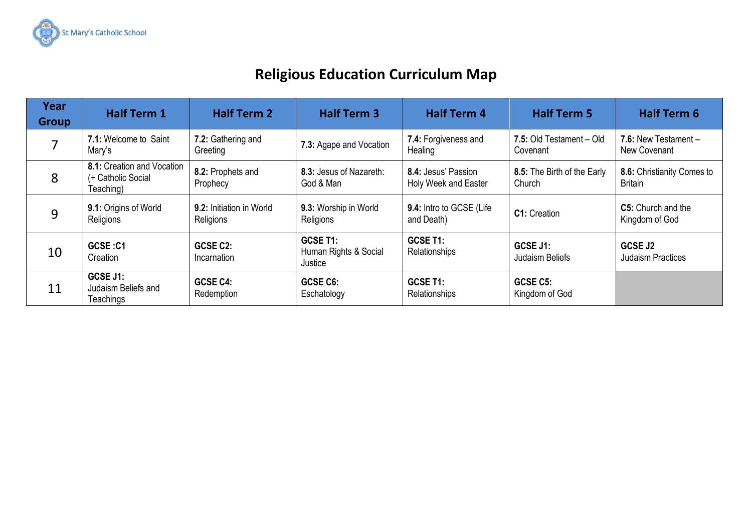St Mary's Catholic School

# Religious Education Curriculum Map

| Year Group | Half Term 1 | Half Term 2 | Half Term 3 | Half Term 4 | Half Term 5 | Half Term 6 |
|---|---|---|---|---|---|---|
| 7 | **7.1:** Welcome to Saint Mary's | **7.2:** Gathering and Greeting | **7.3:** Agape and Vocation | **7.4:** Forgiveness and Healing | **7.5:** Old Testament – Old Covenant | **7.6:** New Testament – New Covenant |
| 8 | **8.1:** Creation and Vocation (+ Catholic Social Teaching) | **8.2:** Prophets and Prophecy | **8.3:** Jesus of Nazareth: God & Man | **8.4:** Jesus' Passion Holy Week and Easter | **8.5:** The Birth of the Early Church | **8.6:** Christianity Comes to Britain |
| 9 | **9.1:** Origins of World Religions | **9.2:** Initiation in World Religions | **9.3:** Worship in World Religions | **9.4:** Intro to GCSE (Life and Death) | **C1:** Creation | **C5:** Church and the Kingdom of God |
| 10 | **GCSE :C1** Creation | **GCSE C2:** Incarnation | **GCSE T1:** Human Rights & Social Justice | **GCSE T1:** Relationships | **GCSE J1:** Judaism Beliefs | **GCSE J2** Judaism Practices |
| 11 | **GCSE J1:** Judaism Beliefs and Teachings | **GCSE C4:** Redemption | **GCSE C6:** Eschatology | **GCSE T1:** Relationships | **GCSE C5:** Kingdom of God | |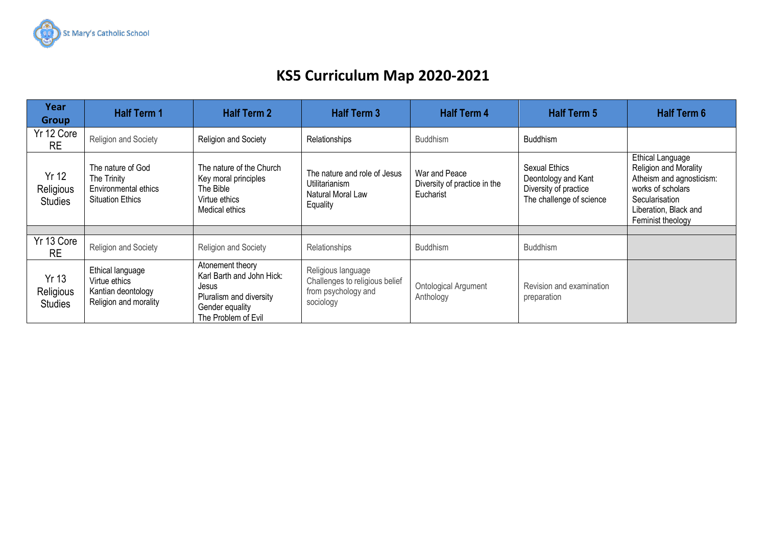St Mary's Catholic School

# KS5 Curriculum Map 2020-2021

| Year Group | Half Term 1 | Half Term 2 | Half Term 3 | Half Term 4 | Half Term 5 | Half Term 6 |
|---|---|---|---|---|---|---|
| Yr 12 Core RE | Religion and Society | Religion and Society | Relationships | Buddhism | Buddhism | |
| Yr 12 Religious Studies | The nature of God<br>The Trinity<br>Environmental ethics<br>Situation Ethics | The nature of the Church<br>Key moral principles<br>The Bible<br>Virtue ethics<br>Medical ethics | The nature and role of Jesus<br>Utilitarianism<br>Natural Moral Law<br>Equality | War and Peace<br>Diversity of practice in the Eucharist | Sexual Ethics<br>Deontology and Kant<br>Diversity of practice<br>The challenge of science | Ethical Language<br>Religion and Morality<br>Atheism and agnosticism: works of scholars<br>Secularisation<br>Liberation, Black and Feminist theology |
| | | | | | | |
| Yr 13 Core RE | Religion and Society | Religion and Society | Relationships | Buddhism | Buddhism | |
| Yr 13 Religious Studies | Ethical language<br>Virtue ethics<br>Kantian deontology<br>Religion and morality | Atonement theory<br>Karl Barth and John Hick: Jesus<br>Pluralism and diversity<br>Gender equality<br>The Problem of Evil | Religious language<br>Challenges to religious belief from psychology and sociology | Ontological Argument<br>Anthology | Revision and examination preparation | |